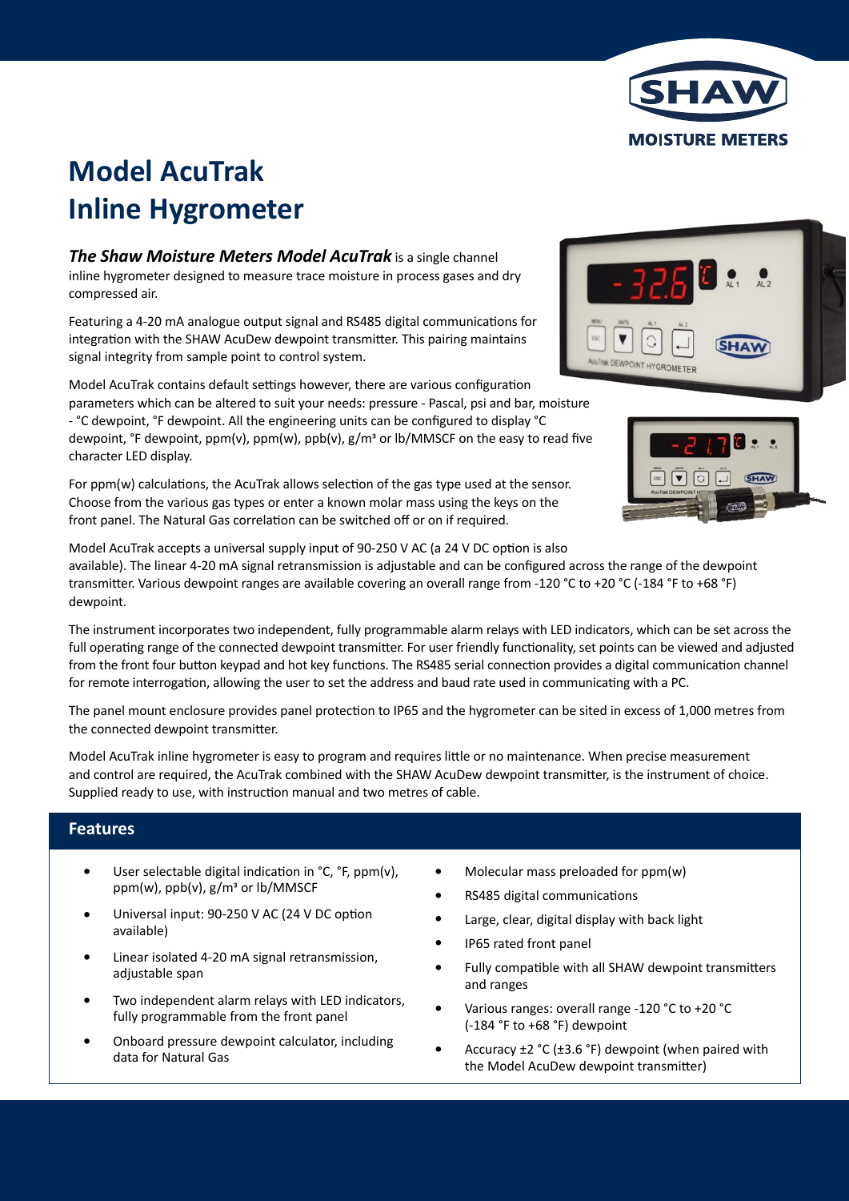# Model AcuTrak Inline Hygrometer

***The Shaw Moisture Meters Model AcuTrak*** is a single channel inline hygrometer designed to measure trace moisture in process gases and dry compressed air.

Featuring a 4-20 mA analogue output signal and RS485 digital communications for integration with the SHAW AcuDew dewpoint transmitter. This pairing maintains signal integrity from sample point to control system.

Model AcuTrak contains default settings however, there are various configuration parameters which can be altered to suit your needs: pressure - Pascal, psi and bar, moisture - °C dewpoint, °F dewpoint. All the engineering units can be configured to display °C dewpoint, °F dewpoint, ppm(v), ppm(w), ppb(v), g/m³ or lb/MMSCF on the easy to read five character LED display.

For ppm(w) calculations, the AcuTrak allows selection of the gas type used at the sensor. Choose from the various gas types or enter a known molar mass using the keys on the front panel. The Natural Gas correlation can be switched off or on if required.

Model AcuTrak accepts a universal supply input of 90-250 V AC (a 24 V DC option is also available). The linear 4-20 mA signal retransmission is adjustable and can be configured across the range of the dewpoint transmitter. Various dewpoint ranges are available covering an overall range from -120 °C to +20 °C (-184 °F to +68 °F) dewpoint.

The instrument incorporates two independent, fully programmable alarm relays with LED indicators, which can be set across the full operating range of the connected dewpoint transmitter. For user friendly functionality, set points can be viewed and adjusted from the front four button keypad and hot key functions. The RS485 serial connection provides a digital communication channel for remote interrogation, allowing the user to set the address and baud rate used in communicating with a PC.

The panel mount enclosure provides panel protection to IP65 and the hygrometer can be sited in excess of 1,000 metres from the connected dewpoint transmitter.

Model AcuTrak inline hygrometer is easy to program and requires little or no maintenance. When precise measurement and control are required, the AcuTrak combined with the SHAW AcuDew dewpoint transmitter, is the instrument of choice. Supplied ready to use, with instruction manual and two metres of cable.

## Features

- User selectable digital indication in °C, °F, ppm(v), ppm(w), ppb(v), g/m³ or lb/MMSCF
- Universal input: 90-250 V AC (24 V DC option available)
- Linear isolated 4-20 mA signal retransmission, adjustable span
- Two independent alarm relays with LED indicators, fully programmable from the front panel
- Onboard pressure dewpoint calculator, including data for Natural Gas
- Molecular mass preloaded for ppm(w)
- RS485 digital communications
- Large, clear, digital display with back light
- IP65 rated front panel
- Fully compatible with all SHAW dewpoint transmitters and ranges
- Various ranges: overall range -120 °C to +20 °C (-184 °F to +68 °F) dewpoint
- Accuracy ±2 °C (±3.6 °F) dewpoint (when paired with the Model AcuDew dewpoint transmitter)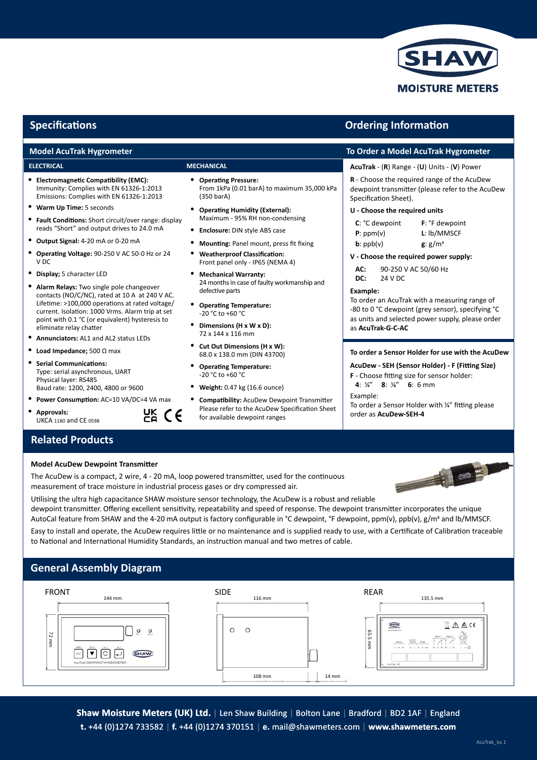## Specifications

### Model AcuTrak Hygrometer

#### ELECTRICAL

- **Electromagnetic Compatibility (EMC):** Immunity: Complies with EN 61326-1:2013 Emissions: Complies with EN 61326-1:2013
- **Warm Up Time:** 5 seconds
- **Fault Conditions:** Short circuit/over range: display reads "Short" and output drives to 24.0 mA
- **Output Signal:** 4-20 mA or 0-20 mA
- **Operating Voltage:** 90-250 V AC 50-0 Hz or 24 V DC
- **Display;** 5 character LED
- **Alarm Relays:** Two single pole changeover contacts (NO/C/NC), rated at 10 A at 240 V AC. Lifetime: >100,000 operations at rated voltage/current. Isolation: 1000 Vrms. Alarm trip at set point with 0.1 °C (or equivalent) hysteresis to eliminate relay chatter
- **Annunciators:** AL1 and AL2 status LEDs
- **Load Impedance;** 500 Ω max
- **Serial Communications:** Type: serial asynchronous, UART Physical layer: RS485 Baud rate: 1200, 2400, 4800 or 9600
- **Power Consumption:** AC=10 VA/DC=4 VA max
- **Approvals:** UKCA 1180 and CE 0598

#### MECHANICAL

- **Operating Pressure:** From 1kPa (0.01 barA) to maximum 35,000 kPa (350 barA)
- **Operating Humidity (External):** Maximum - 95% RH non-condensing
- **Enclosure:** DIN style ABS case
- **Mounting:** Panel mount, press fit fixing
- **Weatherproof Classification:** Front panel only - IP65 (NEMA 4)
- **Mechanical Warranty:** 24 months in case of faulty workmanship and defective parts
- **Operating Temperature:** -20 °C to +60 °C
- **Dimensions (H x W x D):** 72 x 144 x 116 mm
- **Cut Out Dimensions (H x W):** 68.0 x 138.0 mm (DIN 43700)
- **Operating Temperature:** -20 °C to +60 °C
- **Weight:** 0.47 kg (16.6 ounce)
- **Compatibility:** AcuDew Dewpoint Transmitter Please refer to the AcuDew Specification Sheet for available dewpoint ranges

## Ordering Information

### To Order a Model AcuTrak Hygrometer

**AcuTrak** - (**R**) Range - (**U**) Units - (**V**) Power

**R** - Choose the required range of the AcuDew dewpoint transmitter (please refer to the AcuDew Specification Sheet).

**U - Choose the required units**

| | |
|---|---|
| **C**: °C dewpoint | **F**: °F dewpoint |
| **P**: ppm(v) | **L**: lb/MMSCF |
| **b**: ppb(v) | **g**: g/m³ |

**V - Choose the required power supply:**

**AC:** 90-250 V AC 50/60 Hz
**DC:** 24 V DC

**Example:**
To order an AcuTrak with a measuring range of -80 to 0 °C dewpoint (grey sensor), specifying °C as units and selected power supply, please order as **AcuTrak-G-C-AC**

### To order a Sensor Holder for use with the AcuDew

**AcuDew - SEH (Sensor Holder) - F (Fitting Size)**

**F** - Choose fitting size for sensor holder:
**4**: ¼"  **8**: ⅛"  **6**: 6 mm

Example:
To order a Sensor Holder with ¼" fitting please order as **AcuDew-SEH-4**

## Related Products

**Model AcuDew Dewpoint Transmitter**

The AcuDew is a compact, 2 wire, 4 - 20 mA, loop powered transmitter, used for the continuous measurement of trace moisture in industrial process gases or dry compressed air.

Utilising the ultra high capacitance SHAW moisture sensor technology, the AcuDew is a robust and reliable dewpoint transmitter. Offering excellent sensitivity, repeatability and speed of response. The dewpoint transmitter incorporates the unique AutoCal feature from SHAW and the 4-20 mA output is factory configurable in °C dewpoint, °F dewpoint, ppm(v), ppb(v), g/m³ and lb/MMSCF.

Easy to install and operate, the AcuDew requires little or no maintenance and is supplied ready to use, with a Certificate of Calibration traceable to National and International Humidity Standards, an instruction manual and two metres of cable.

## General Assembly Diagram

FRONT
144 mm
72 mm

SIDE
116 mm
108 mm
14 mm

REAR
135.5 mm
65.5 mm

**Shaw Moisture Meters (UK) Ltd.** | Len Shaw Building | Bolton Lane | Bradford | BD2 1AF | England
**t.** +44 (0)1274 733582 | **f.** +44 (0)1274 370151 | **e.** mail@shawmeters.com | **www.shawmeters.com**

AcuTrak_Iss 1